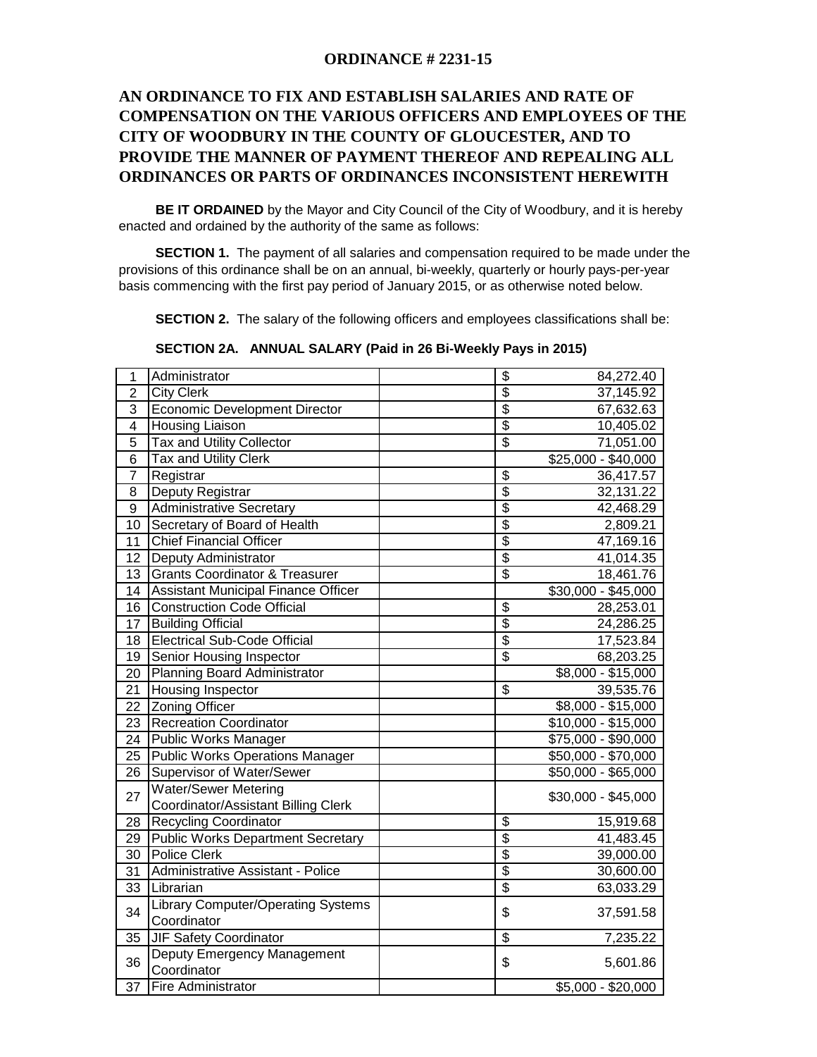**ORDINANCE # 2231-15**

## AN ORDINANCE TO FIX AND ESTABLISH SALARIES AND RATE OF COMPENSATION ON THE VARIOUS OFFICERS AND EMPLOYEES OF THE CITY OF WOODBURY IN THE COUNTY OF GLOUCESTER, AND TO PROVIDE THE MANNER OF PAYMENT THEREOF AND REPEALING ALL ORDINANCES OR PARTS OF ORDINANCES INCONSISTENT HEREWITH

**BE IT ORDAINED** by the Mayor and City Council of the City of Woodbury, and it is hereby enacted and ordained by the authority of the same as follows:

**SECTION 1.** The payment of all salaries and compensation required to be made under the provisions of this ordinance shall be on an annual, bi-weekly, quarterly or hourly pays-per-year basis commencing with the first pay period of January 2015, or as otherwise noted below.

**SECTION 2.** The salary of the following officers and employees classifications shall be:

**SECTION 2A. ANNUAL SALARY (Paid in 26 Bi-Weekly Pays in 2015)**

| | | | |
|---|---|---|---|
| 1 | Administrator | | $ 84,272.40 |
| 2 | City Clerk | | $ 37,145.92 |
| 3 | Economic Development Director | | $ 67,632.63 |
| 4 | Housing Liaison | | $ 10,405.02 |
| 5 | Tax and Utility Collector | | $ 71,051.00 |
| 6 | Tax and Utility Clerk | | $25,000 - $40,000 |
| 7 | Registrar | | $ 36,417.57 |
| 8 | Deputy Registrar | | $ 32,131.22 |
| 9 | Administrative Secretary | | $ 42,468.29 |
| 10 | Secretary of Board of Health | | $ 2,809.21 |
| 11 | Chief Financial Officer | | $ 47,169.16 |
| 12 | Deputy Administrator | | $ 41,014.35 |
| 13 | Grants Coordinator & Treasurer | | $ 18,461.76 |
| 14 | Assistant Municipal Finance Officer | | $30,000 - $45,000 |
| 16 | Construction Code Official | | $ 28,253.01 |
| 17 | Building Official | | $ 24,286.25 |
| 18 | Electrical Sub-Code Official | | $ 17,523.84 |
| 19 | Senior Housing Inspector | | $ 68,203.25 |
| 20 | Planning Board Administrator | | $8,000 - $15,000 |
| 21 | Housing Inspector | | $ 39,535.76 |
| 22 | Zoning Officer | | $8,000 - $15,000 |
| 23 | Recreation Coordinator | | $10,000 - $15,000 |
| 24 | Public Works Manager | | $75,000 - $90,000 |
| 25 | Public Works Operations Manager | | $50,000 - $70,000 |
| 26 | Supervisor of Water/Sewer | | $50,000 - $65,000 |
| 27 | Water/Sewer Metering Coordinator/Assistant Billing Clerk | | $30,000 - $45,000 |
| 28 | Recycling Coordinator | | $ 15,919.68 |
| 29 | Public Works Department Secretary | | $ 41,483.45 |
| 30 | Police Clerk | | $ 39,000.00 |
| 31 | Administrative Assistant - Police | | $ 30,600.00 |
| 33 | Librarian | | $ 63,033.29 |
| 34 | Library Computer/Operating Systems Coordinator | | $ 37,591.58 |
| 35 | JIF Safety Coordinator | | $ 7,235.22 |
| 36 | Deputy Emergency Management Coordinator | | $ 5,601.86 |
| 37 | Fire Administrator | | $5,000 - $20,000 |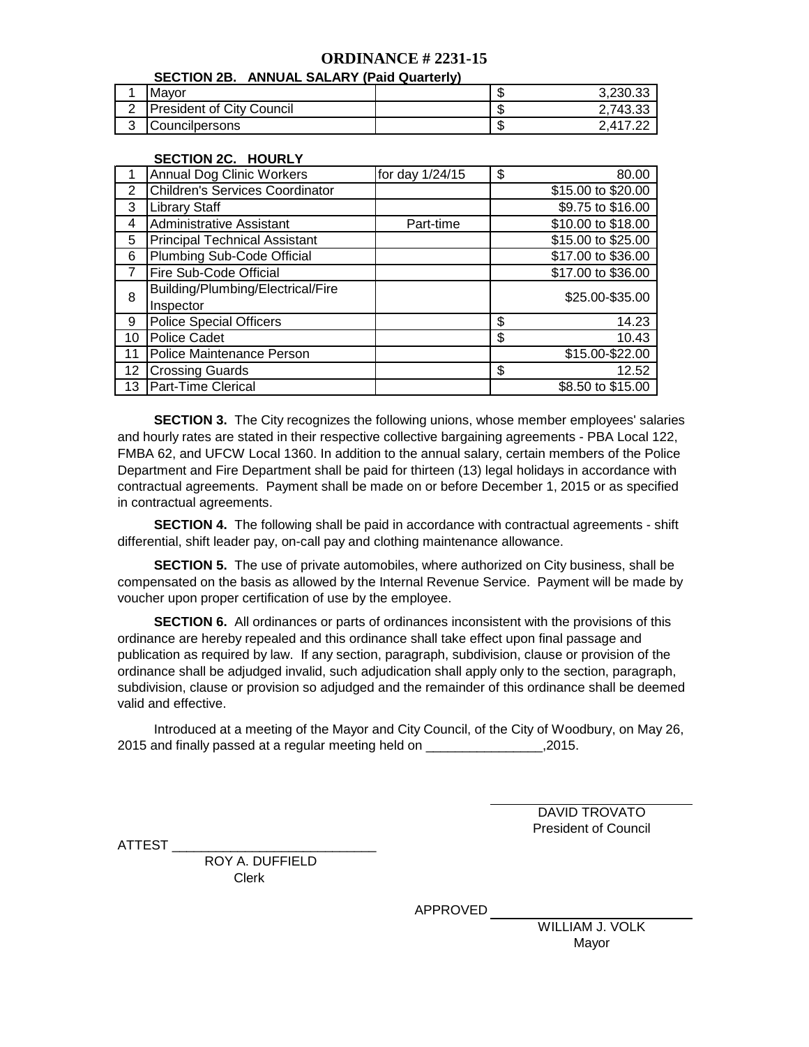# ORDINANCE # 2231-15

### SECTION 2B. ANNUAL SALARY (Paid Quarterly)

| | | | |
|---|---|---|---|
| 1 | Mayor | | $ 3,230.33 |
| 2 | President of City Council | | $ 2,743.33 |
| 3 | Councilpersons | | $ 2,417.22 |

### SECTION 2C. HOURLY

| | | | |
|---|---|---|---|
| 1 | Annual Dog Clinic Workers | for day 1/24/15 | $ 80.00 |
| 2 | Children's Services Coordinator | | $15.00 to $20.00 |
| 3 | Library Staff | | $9.75 to $16.00 |
| 4 | Administrative Assistant | Part-time | $10.00 to $18.00 |
| 5 | Principal Technical Assistant | | $15.00 to $25.00 |
| 6 | Plumbing Sub-Code Official | | $17.00 to $36.00 |
| 7 | Fire Sub-Code Official | | $17.00 to $36.00 |
| 8 | Building/Plumbing/Electrical/Fire Inspector | | $25.00-$35.00 |
| 9 | Police Special Officers | | $ 14.23 |
| 10 | Police Cadet | | $ 10.43 |
| 11 | Police Maintenance Person | | $15.00-$22.00 |
| 12 | Crossing Guards | | $ 12.52 |
| 13 | Part-Time Clerical | | $8.50 to $15.00 |

**SECTION 3.** The City recognizes the following unions, whose member employees' salaries and hourly rates are stated in their respective collective bargaining agreements - PBA Local 122, FMBA 62, and UFCW Local 1360. In addition to the annual salary, certain members of the Police Department and Fire Department shall be paid for thirteen (13) legal holidays in accordance with contractual agreements. Payment shall be made on or before December 1, 2015 or as specified in contractual agreements.

**SECTION 4.** The following shall be paid in accordance with contractual agreements - shift differential, shift leader pay, on-call pay and clothing maintenance allowance.

**SECTION 5.** The use of private automobiles, where authorized on City business, shall be compensated on the basis as allowed by the Internal Revenue Service. Payment will be made by voucher upon proper certification of use by the employee.

**SECTION 6.** All ordinances or parts of ordinances inconsistent with the provisions of this ordinance are hereby repealed and this ordinance shall take effect upon final passage and publication as required by law. If any section, paragraph, subdivision, clause or provision of the ordinance shall be adjudged invalid, such adjudication shall apply only to the section, paragraph, subdivision, clause or provision so adjudged and the remainder of this ordinance shall be deemed valid and effective.

Introduced at a meeting of the Mayor and City Council, of the City of Woodbury, on May 26, 2015 and finally passed at a regular meeting held on ________________,2015.

______________________
DAVID TROVATO
President of Council

ATTEST ____________________________
ROY A. DUFFIELD
Clerk

APPROVED ______________________
WILLIAM J. VOLK
Mayor